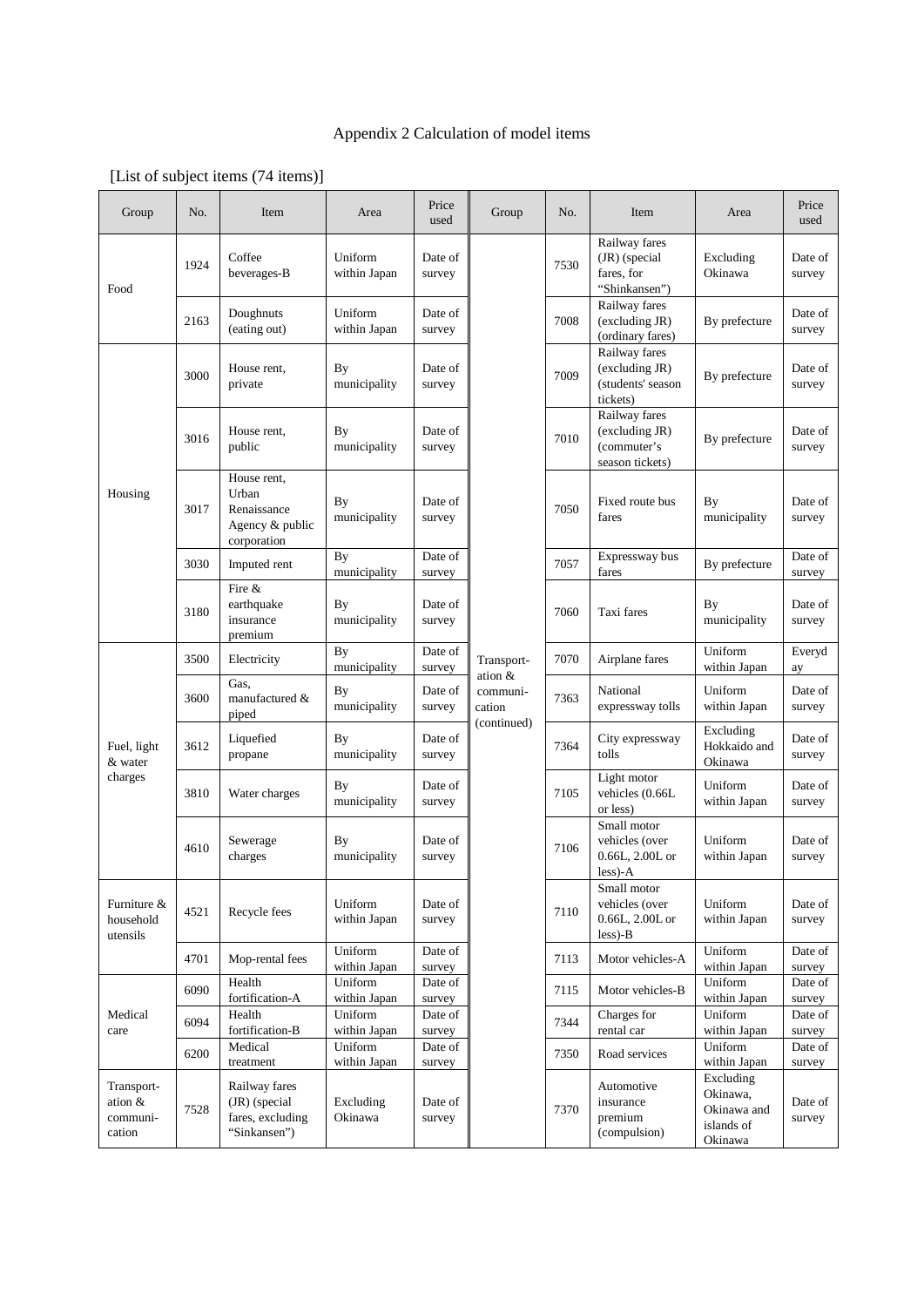# Appendix 2 Calculation of model items

[List of subject items (74 items)]

| Group | No. | Item | Area | Price used | Group | No. | Item | Area | Price used |
|---|---|---|---|---|---|---|---|---|---|
| Food | 1924 | Coffee beverages-B | Uniform within Japan | Date of survey | Transport-ation & communi-cation (continued) | 7530 | Railway fares (JR) (special fares, for "Shinkansen") | Excluding Okinawa | Date of survey |
| | 2163 | Doughnuts (eating out) | Uniform within Japan | Date of survey | | 7008 | Railway fares (excluding JR) (ordinary fares) | By prefecture | Date of survey |
| Housing | 3000 | House rent, private | By municipality | Date of survey | | 7009 | Railway fares (excluding JR) (students' season tickets) | By prefecture | Date of survey |
| | 3016 | House rent, public | By municipality | Date of survey | | 7010 | Railway fares (excluding JR) (commuter's season tickets) | By prefecture | Date of survey |
| | 3017 | House rent, Urban Renaissance Agency & public corporation | By municipality | Date of survey | | 7050 | Fixed route bus fares | By municipality | Date of survey |
| | 3030 | Imputed rent | By municipality | Date of survey | | 7057 | Expressway bus fares | By prefecture | Date of survey |
| | 3180 | Fire & earthquake insurance premium | By municipality | Date of survey | | 7060 | Taxi fares | By municipality | Date of survey |
| Fuel, light & water charges | 3500 | Electricity | By municipality | Date of survey | | 7070 | Airplane fares | Uniform within Japan | Everyday |
| | 3600 | Gas, manufactured & piped | By municipality | Date of survey | | 7363 | National expressway tolls | Uniform within Japan | Date of survey |
| | 3612 | Liquefied propane | By municipality | Date of survey | | 7364 | City expressway tolls | Excluding Hokkaido and Okinawa | Date of survey |
| | 3810 | Water charges | By municipality | Date of survey | | 7105 | Light motor vehicles (0.66L or less) | Uniform within Japan | Date of survey |
| | 4610 | Sewerage charges | By municipality | Date of survey | | 7106 | Small motor vehicles (over 0.66L, 2.00L or less)-A | Uniform within Japan | Date of survey |
| Furniture & household utensils | 4521 | Recycle fees | Uniform within Japan | Date of survey | | 7110 | Small motor vehicles (over 0.66L, 2.00L or less)-B | Uniform within Japan | Date of survey |
| | 4701 | Mop-rental fees | Uniform within Japan | Date of survey | | 7113 | Motor vehicles-A | Uniform within Japan | Date of survey |
| Medical care | 6090 | Health fortification-A | Uniform within Japan | Date of survey | | 7115 | Motor vehicles-B | Uniform within Japan | Date of survey |
| | 6094 | Health fortification-B | Uniform within Japan | Date of survey | | 7344 | Charges for rental car | Uniform within Japan | Date of survey |
| | 6200 | Medical treatment | Uniform within Japan | Date of survey | | 7350 | Road services | Uniform within Japan | Date of survey |
| Transport-ation & communi-cation | 7528 | Railway fares (JR) (special fares, excluding "Sinkansen") | Excluding Okinawa | Date of survey | | 7370 | Automotive insurance premium (compulsion) | Excluding Okinawa, Okinawa and islands of Okinawa | Date of survey |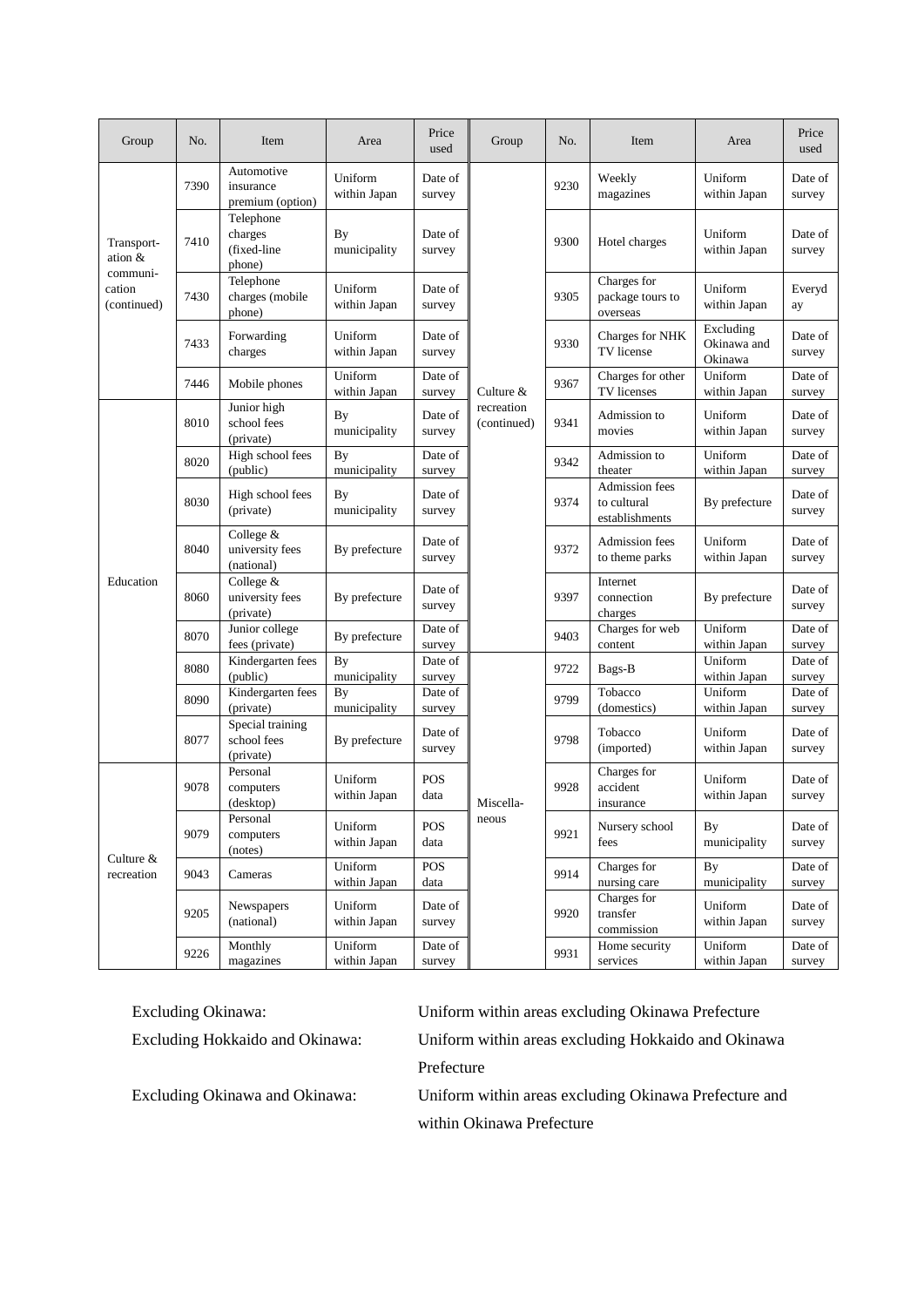| Group | No. | Item | Area | Price used | Group | No. | Item | Area | Price used |
|---|---|---|---|---|---|---|---|---|---|
| Transport-ation & communi-cation (continued) | 7390 | Automotive insurance premium (option) | Uniform within Japan | Date of survey | Culture & recreation (continued) | 9230 | Weekly magazines | Uniform within Japan | Date of survey |
| | 7410 | Telephone charges (fixed-line phone) | By municipality | Date of survey | | 9300 | Hotel charges | Uniform within Japan | Date of survey |
| | 7430 | Telephone charges (mobile phone) | Uniform within Japan | Date of survey | | 9305 | Charges for package tours to overseas | Uniform within Japan | Everyday |
| | 7433 | Forwarding charges | Uniform within Japan | Date of survey | | 9330 | Charges for NHK TV license | Excluding Okinawa and Okinawa | Date of survey |
| | 7446 | Mobile phones | Uniform within Japan | Date of survey | | 9367 | Charges for other TV licenses | Uniform within Japan | Date of survey |
| Education | 8010 | Junior high school fees (private) | By municipality | Date of survey | | 9341 | Admission to movies | Uniform within Japan | Date of survey |
| | 8020 | High school fees (public) | By municipality | Date of survey | | 9342 | Admission to theater | Uniform within Japan | Date of survey |
| | 8030 | High school fees (private) | By municipality | Date of survey | | 9374 | Admission fees to cultural establishments | By prefecture | Date of survey |
| | 8040 | College & university fees (national) | By prefecture | Date of survey | | 9372 | Admission fees to theme parks | Uniform within Japan | Date of survey |
| | 8060 | College & university fees (private) | By prefecture | Date of survey | | 9397 | Internet connection charges | By prefecture | Date of survey |
| | 8070 | Junior college fees (private) | By prefecture | Date of survey | | 9403 | Charges for web content | Uniform within Japan | Date of survey |
| | 8080 | Kindergarten fees (public) | By municipality | Date of survey | Miscella-neous | 9722 | Bags-B | Uniform within Japan | Date of survey |
| | 8090 | Kindergarten fees (private) | By municipality | Date of survey | | 9799 | Tobacco (domestics) | Uniform within Japan | Date of survey |
| | 8077 | Special training school fees (private) | By prefecture | Date of survey | | 9798 | Tobacco (imported) | Uniform within Japan | Date of survey |
| Culture & recreation | 9078 | Personal computers (desktop) | Uniform within Japan | POS data | | 9928 | Charges for accident insurance | Uniform within Japan | Date of survey |
| | 9079 | Personal computers (notes) | Uniform within Japan | POS data | | 9921 | Nursery school fees | By municipality | Date of survey |
| | 9043 | Cameras | Uniform within Japan | POS data | | 9914 | Charges for nursing care | By municipality | Date of survey |
| | 9205 | Newspapers (national) | Uniform within Japan | Date of survey | | 9920 | Charges for transfer commission | Uniform within Japan | Date of survey |
| | 9226 | Monthly magazines | Uniform within Japan | Date of survey | | 9931 | Home security services | Uniform within Japan | Date of survey |

Excluding Okinawa: Uniform within areas excluding Okinawa Prefecture

Excluding Hokkaido and Okinawa: Uniform within areas excluding Hokkaido and Okinawa Prefecture

Excluding Okinawa and Okinawa: Uniform within areas excluding Okinawa Prefecture and within Okinawa Prefecture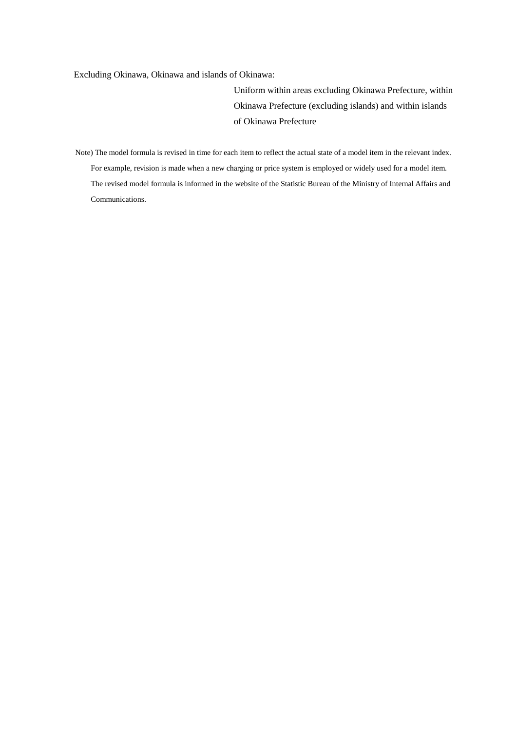Excluding Okinawa, Okinawa and islands of Okinawa:

Uniform within areas excluding Okinawa Prefecture, within Okinawa Prefecture (excluding islands) and within islands of Okinawa Prefecture

Note) The model formula is revised in time for each item to reflect the actual state of a model item in the relevant index. For example, revision is made when a new charging or price system is employed or widely used for a model item. The revised model formula is informed in the website of the Statistic Bureau of the Ministry of Internal Affairs and Communications.